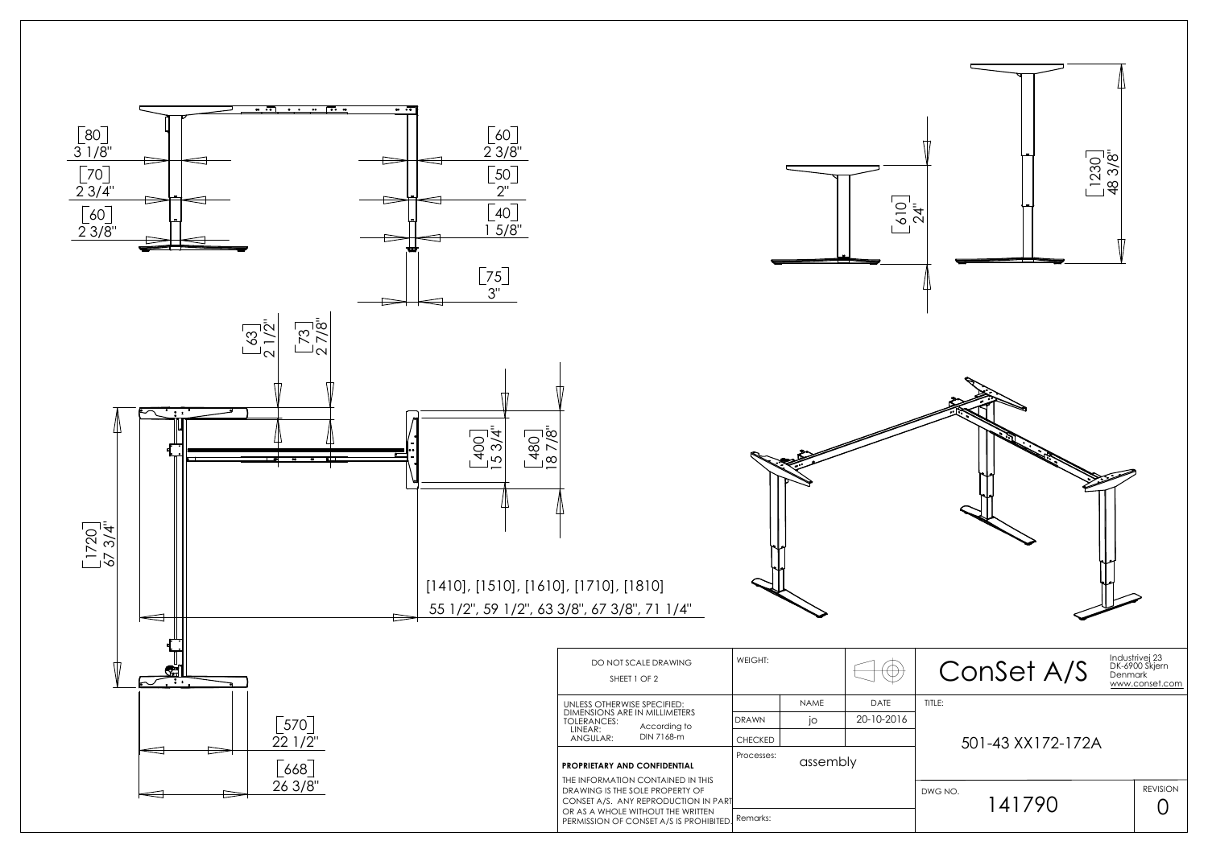[80]
3 1/8"

[70]
2 3/4"

[60]
2 3/8"

[60]
2 3/8"

[50]
2"

[40]
1 5/8"

[75]
3"

[610]
24"

[1230]
48 3/8"

[63]
2 1/2"

[73]
2 7/8"

[400]
15 3/4"

[480]
18 7/8"

[1720]
67 3/4"

[1410], [1510], [1610], [1710], [1810]
55 1/2", 59 1/2", 63 3/8", 67 3/8", 71 1/4"

[570]
22 1/2"

[668]
26 3/8"

| DO NOT SCALE DRAWING<br>SHEET 1 OF 2 | WEIGHT: | | | ConSet A/S | Industrivej 23<br>DK-6900 Skjern<br>Denmark<br>www.conset.com |
|---|---|---|---|---|---|
| UNLESS OTHERWISE SPECIFIED:<br>DIMENSIONS ARE IN MILLIMETERS<br>TOLERANCES: According to<br>LINEAR: DIN 7168-m<br>ANGULAR: | | NAME | DATE | TITLE: | |
| | DRAWN | jo | 20-10-2016 | 501-43 XX172-172A | |
| | CHECKED | | | | |
| **PROPRIETARY AND CONFIDENTIAL**<br>THE INFORMATION CONTAINED IN THIS DRAWING IS THE SOLE PROPERTY OF CONSET A/S. ANY REPRODUCTION IN PART OR AS A WHOLE WITHOUT THE WRITTEN PERMISSION OF CONSET A/S IS PROHIBITED. | Processes: assembly | | | DWG NO. 141790 | REVISION 0 |
| | Remarks: | | | | |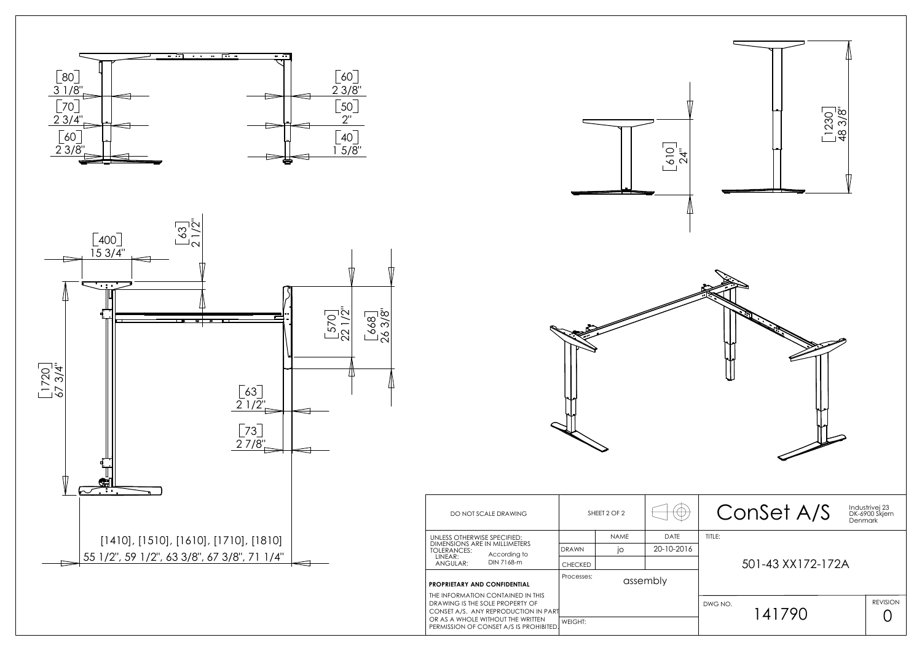[80]
3 1/8"

[70]
2 3/4"

[60]
2 3/8"

[60]
2 3/8"

[50]
2"

[40]
1 5/8"

[610]
24"

[1230]
48 3/8"

[400]
15 3/4"

[63]
2 1/2"

[570]
22 1/2"

[668]
26 3/8"

[1720]
67 3/4"

[63]
2 1/2"

[73]
2 7/8"

[1410], [1510], [1610], [1710], [1810]
55 1/2", 59 1/2", 63 3/8", 67 3/8", 71 1/4"

| | | | | | |
|---|---|---|---|---|---|
| DO NOT SCALE DRAWING | SHEET 2 OF 2 | | | ConSet A/S | Industrivej 23<br>DK-6900 Skjern<br>Denmark |
| UNLESS OTHERWISE SPECIFIED:<br>DIMENSIONS ARE IN MILLIMETERS<br>TOLERANCES:<br>LINEAR: According to<br>ANGULAR: DIN 7168-m | | NAME | DATE | TITLE: | |
| | DRAWN | jo | 20-10-2016 | 501-43 XX172-172A | |
| | CHECKED | | | | |
| **PROPRIETARY AND CONFIDENTIAL**<br>THE INFORMATION CONTAINED IN THIS DRAWING IS THE SOLE PROPERTY OF CONSET A/S. ANY REPRODUCTION IN PART OR AS A WHOLE WITHOUT THE WRITTEN PERMISSION OF CONSET A/S IS PROHIBITED. | Processes: assembly | | | DWG NO. 141790 | REVISION 0 |
| | WEIGHT: | | | | |